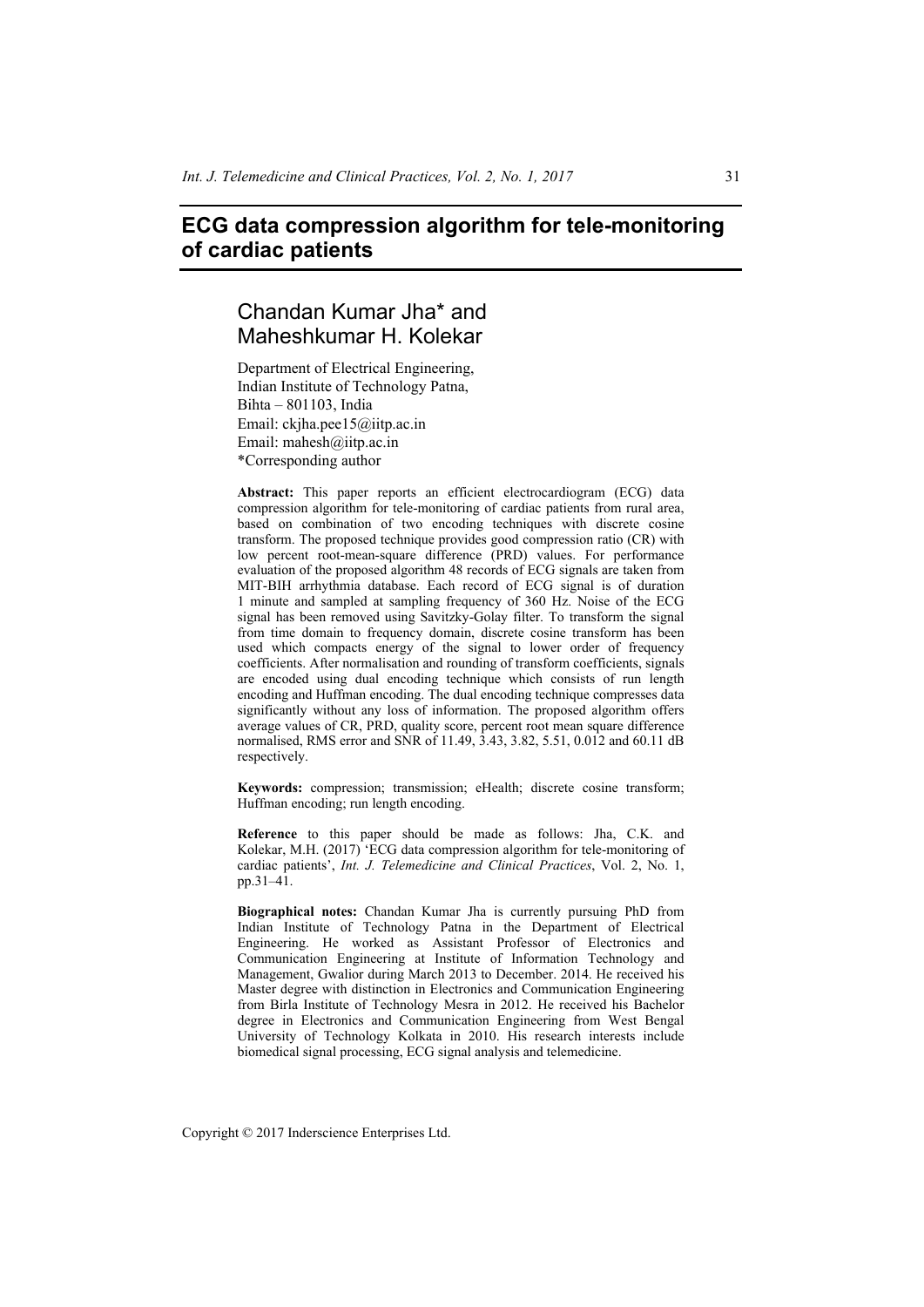# ECG data compression algorithm for tele-monitoring of cardiac patients

## Chandan Kumar Jha* and Maheshkumar H. Kolekar

Department of Electrical Engineering,
Indian Institute of Technology Patna,
Bihta – 801103, India
Email: ckjha.pee15@iitp.ac.in
Email: mahesh@iitp.ac.in
*Corresponding author

**Abstract:** This paper reports an efficient electrocardiogram (ECG) data compression algorithm for tele-monitoring of cardiac patients from rural area, based on combination of two encoding techniques with discrete cosine transform. The proposed technique provides good compression ratio (CR) with low percent root-mean-square difference (PRD) values. For performance evaluation of the proposed algorithm 48 records of ECG signals are taken from MIT-BIH arrhythmia database. Each record of ECG signal is of duration 1 minute and sampled at sampling frequency of 360 Hz. Noise of the ECG signal has been removed using Savitzky-Golay filter. To transform the signal from time domain to frequency domain, discrete cosine transform has been used which compacts energy of the signal to lower order of frequency coefficients. After normalisation and rounding of transform coefficients, signals are encoded using dual encoding technique which consists of run length encoding and Huffman encoding. The dual encoding technique compresses data significantly without any loss of information. The proposed algorithm offers average values of CR, PRD, quality score, percent root mean square difference normalised, RMS error and SNR of 11.49, 3.43, 3.82, 5.51, 0.012 and 60.11 dB respectively.

**Keywords:** compression; transmission; eHealth; discrete cosine transform; Huffman encoding; run length encoding.

**Reference** to this paper should be made as follows: Jha, C.K. and Kolekar, M.H. (2017) 'ECG data compression algorithm for tele-monitoring of cardiac patients', *Int. J. Telemedicine and Clinical Practices*, Vol. 2, No. 1, pp.31–41.

**Biographical notes:** Chandan Kumar Jha is currently pursuing PhD from Indian Institute of Technology Patna in the Department of Electrical Engineering. He worked as Assistant Professor of Electronics and Communication Engineering at Institute of Information Technology and Management, Gwalior during March 2013 to December. 2014. He received his Master degree with distinction in Electronics and Communication Engineering from Birla Institute of Technology Mesra in 2012. He received his Bachelor degree in Electronics and Communication Engineering from West Bengal University of Technology Kolkata in 2010. His research interests include biomedical signal processing, ECG signal analysis and telemedicine.

Copyright © 2017 Inderscience Enterprises Ltd.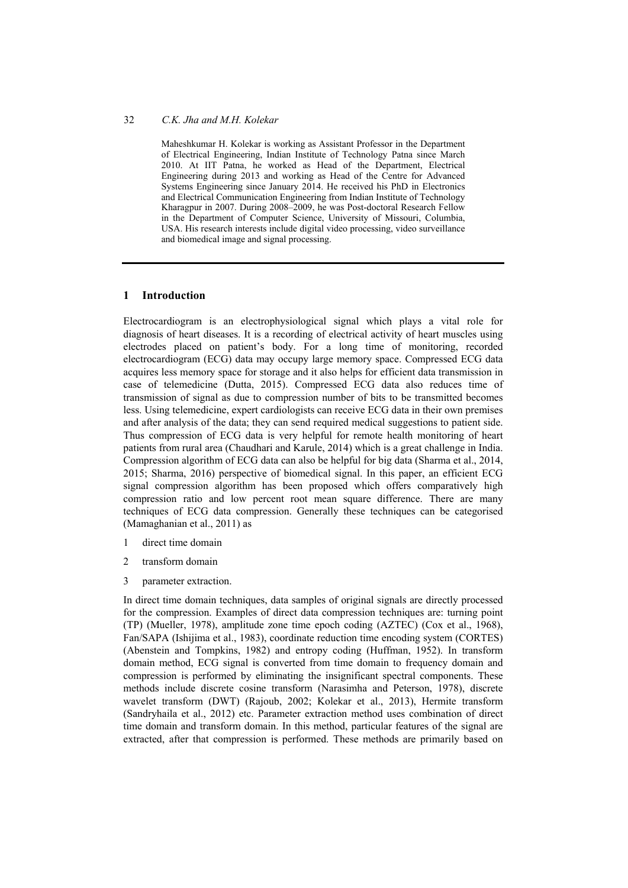Maheshkumar H. Kolekar is working as Assistant Professor in the Department of Electrical Engineering, Indian Institute of Technology Patna since March 2010. At IIT Patna, he worked as Head of the Department, Electrical Engineering during 2013 and working as Head of the Centre for Advanced Systems Engineering since January 2014. He received his PhD in Electronics and Electrical Communication Engineering from Indian Institute of Technology Kharagpur in 2007. During 2008–2009, he was Post-doctoral Research Fellow in the Department of Computer Science, University of Missouri, Columbia, USA. His research interests include digital video processing, video surveillance and biomedical image and signal processing.

## 1 Introduction

Electrocardiogram is an electrophysiological signal which plays a vital role for diagnosis of heart diseases. It is a recording of electrical activity of heart muscles using electrodes placed on patient's body. For a long time of monitoring, recorded electrocardiogram (ECG) data may occupy large memory space. Compressed ECG data acquires less memory space for storage and it also helps for efficient data transmission in case of telemedicine (Dutta, 2015). Compressed ECG data also reduces time of transmission of signal as due to compression number of bits to be transmitted becomes less. Using telemedicine, expert cardiologists can receive ECG data in their own premises and after analysis of the data; they can send required medical suggestions to patient side. Thus compression of ECG data is very helpful for remote health monitoring of heart patients from rural area (Chaudhari and Karule, 2014) which is a great challenge in India. Compression algorithm of ECG data can also be helpful for big data (Sharma et al., 2014, 2015; Sharma, 2016) perspective of biomedical signal. In this paper, an efficient ECG signal compression algorithm has been proposed which offers comparatively high compression ratio and low percent root mean square difference. There are many techniques of ECG data compression. Generally these techniques can be categorised (Mamaghanian et al., 2011) as

1. direct time domain
2. transform domain
3. parameter extraction.

In direct time domain techniques, data samples of original signals are directly processed for the compression. Examples of direct data compression techniques are: turning point (TP) (Mueller, 1978), amplitude zone time epoch coding (AZTEC) (Cox et al., 1968), Fan/SAPA (Ishijima et al., 1983), coordinate reduction time encoding system (CORTES) (Abenstein and Tompkins, 1982) and entropy coding (Huffman, 1952). In transform domain method, ECG signal is converted from time domain to frequency domain and compression is performed by eliminating the insignificant spectral components. These methods include discrete cosine transform (Narasimha and Peterson, 1978), discrete wavelet transform (DWT) (Rajoub, 2002; Kolekar et al., 2013), Hermite transform (Sandryhaila et al., 2012) etc. Parameter extraction method uses combination of direct time domain and transform domain. In this method, particular features of the signal are extracted, after that compression is performed. These methods are primarily based on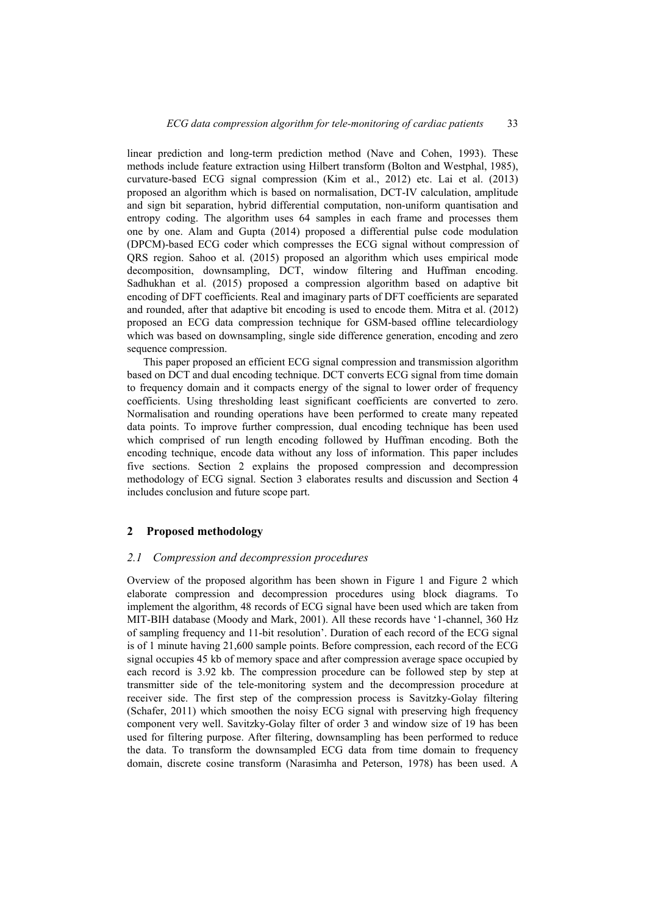linear prediction and long-term prediction method (Nave and Cohen, 1993). These methods include feature extraction using Hilbert transform (Bolton and Westphal, 1985), curvature-based ECG signal compression (Kim et al., 2012) etc. Lai et al. (2013) proposed an algorithm which is based on normalisation, DCT-IV calculation, amplitude and sign bit separation, hybrid differential computation, non-uniform quantisation and entropy coding. The algorithm uses 64 samples in each frame and processes them one by one. Alam and Gupta (2014) proposed a differential pulse code modulation (DPCM)-based ECG coder which compresses the ECG signal without compression of QRS region. Sahoo et al. (2015) proposed an algorithm which uses empirical mode decomposition, downsampling, DCT, window filtering and Huffman encoding. Sadhukhan et al. (2015) proposed a compression algorithm based on adaptive bit encoding of DFT coefficients. Real and imaginary parts of DFT coefficients are separated and rounded, after that adaptive bit encoding is used to encode them. Mitra et al. (2012) proposed an ECG data compression technique for GSM-based offline telecardiology which was based on downsampling, single side difference generation, encoding and zero sequence compression.

This paper proposed an efficient ECG signal compression and transmission algorithm based on DCT and dual encoding technique. DCT converts ECG signal from time domain to frequency domain and it compacts energy of the signal to lower order of frequency coefficients. Using thresholding least significant coefficients are converted to zero. Normalisation and rounding operations have been performed to create many repeated data points. To improve further compression, dual encoding technique has been used which comprised of run length encoding followed by Huffman encoding. Both the encoding technique, encode data without any loss of information. This paper includes five sections. Section 2 explains the proposed compression and decompression methodology of ECG signal. Section 3 elaborates results and discussion and Section 4 includes conclusion and future scope part.

## 2 Proposed methodology

### *2.1 Compression and decompression procedures*

Overview of the proposed algorithm has been shown in Figure 1 and Figure 2 which elaborate compression and decompression procedures using block diagrams. To implement the algorithm, 48 records of ECG signal have been used which are taken from MIT-BIH database (Moody and Mark, 2001). All these records have '1-channel, 360 Hz of sampling frequency and 11-bit resolution'. Duration of each record of the ECG signal is of 1 minute having 21,600 sample points. Before compression, each record of the ECG signal occupies 45 kb of memory space and after compression average space occupied by each record is 3.92 kb. The compression procedure can be followed step by step at transmitter side of the tele-monitoring system and the decompression procedure at receiver side. The first step of the compression process is Savitzky-Golay filtering (Schafer, 2011) which smoothen the noisy ECG signal with preserving high frequency component very well. Savitzky-Golay filter of order 3 and window size of 19 has been used for filtering purpose. After filtering, downsampling has been performed to reduce the data. To transform the downsampled ECG data from time domain to frequency domain, discrete cosine transform (Narasimha and Peterson, 1978) has been used. A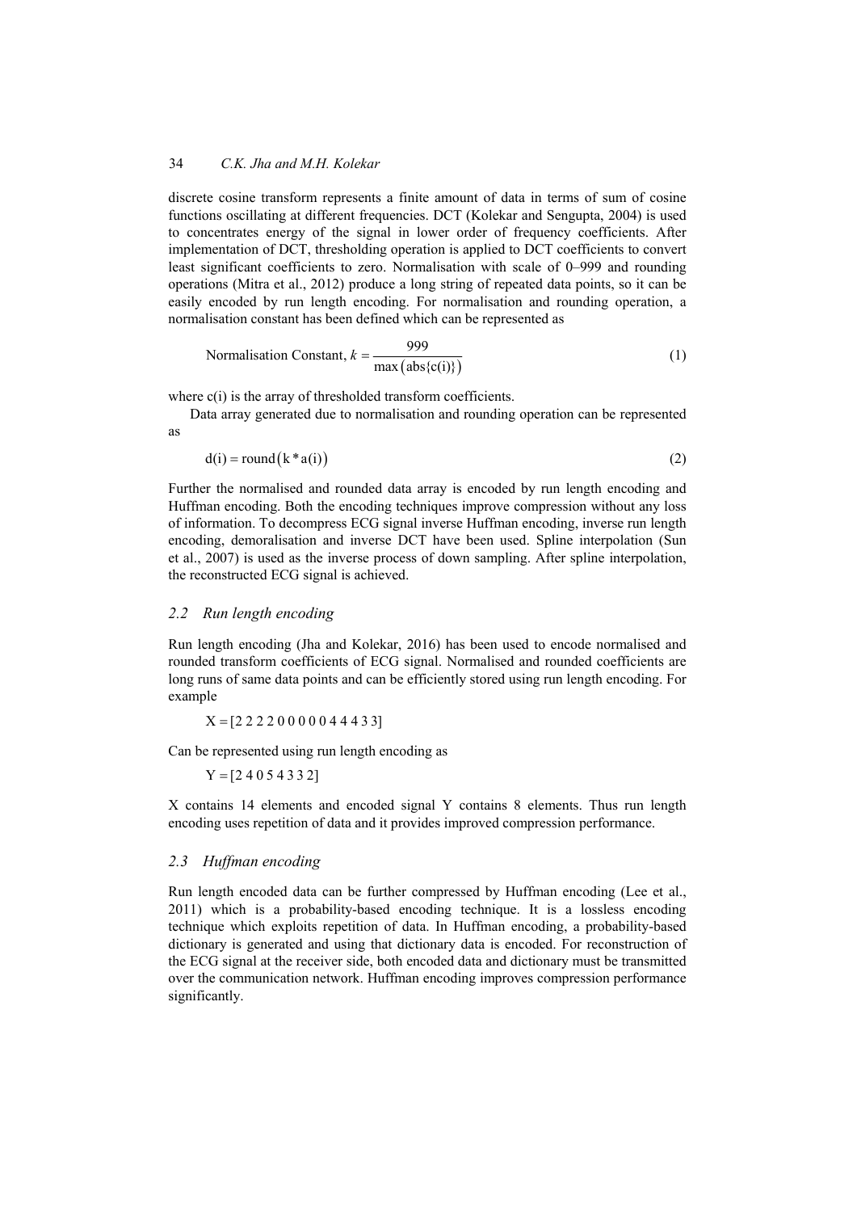discrete cosine transform represents a finite amount of data in terms of sum of cosine functions oscillating at different frequencies. DCT (Kolekar and Sengupta, 2004) is used to concentrates energy of the signal in lower order of frequency coefficients. After implementation of DCT, thresholding operation is applied to DCT coefficients to convert least significant coefficients to zero. Normalisation with scale of 0–999 and rounding operations (Mitra et al., 2012) produce a long string of repeated data points, so it can be easily encoded by run length encoding. For normalisation and rounding operation, a normalisation constant has been defined which can be represented as

$$\text{Normalisation Constant, } k = \frac{999}{\max\left(\text{abs}\{\text{c(i)}\}\right)} \tag{1}$$

where c(i) is the array of thresholded transform coefficients.

Data array generated due to normalisation and rounding operation can be represented as

$$\text{d(i)} = \text{round}\left(\text{k} * \text{a(i)}\right) \tag{2}$$

Further the normalised and rounded data array is encoded by run length encoding and Huffman encoding. Both the encoding techniques improve compression without any loss of information. To decompress ECG signal inverse Huffman encoding, inverse run length encoding, demoralisation and inverse DCT have been used. Spline interpolation (Sun et al., 2007) is used as the inverse process of down sampling. After spline interpolation, the reconstructed ECG signal is achieved.

## 2.2 Run length encoding

Run length encoding (Jha and Kolekar, 2016) has been used to encode normalised and rounded transform coefficients of ECG signal. Normalised and rounded coefficients are long runs of same data points and can be efficiently stored using run length encoding. For example

$$X = [2\ 2\ 2\ 2\ 0\ 0\ 0\ 0\ 0\ 4\ 4\ 4\ 3\ 3]$$

Can be represented using run length encoding as

$$Y = [2\ 4\ 0\ 5\ 4\ 3\ 3\ 2]$$

X contains 14 elements and encoded signal Y contains 8 elements. Thus run length encoding uses repetition of data and it provides improved compression performance.

## 2.3 Huffman encoding

Run length encoded data can be further compressed by Huffman encoding (Lee et al., 2011) which is a probability-based encoding technique. It is a lossless encoding technique which exploits repetition of data. In Huffman encoding, a probability-based dictionary is generated and using that dictionary data is encoded. For reconstruction of the ECG signal at the receiver side, both encoded data and dictionary must be transmitted over the communication network. Huffman encoding improves compression performance significantly.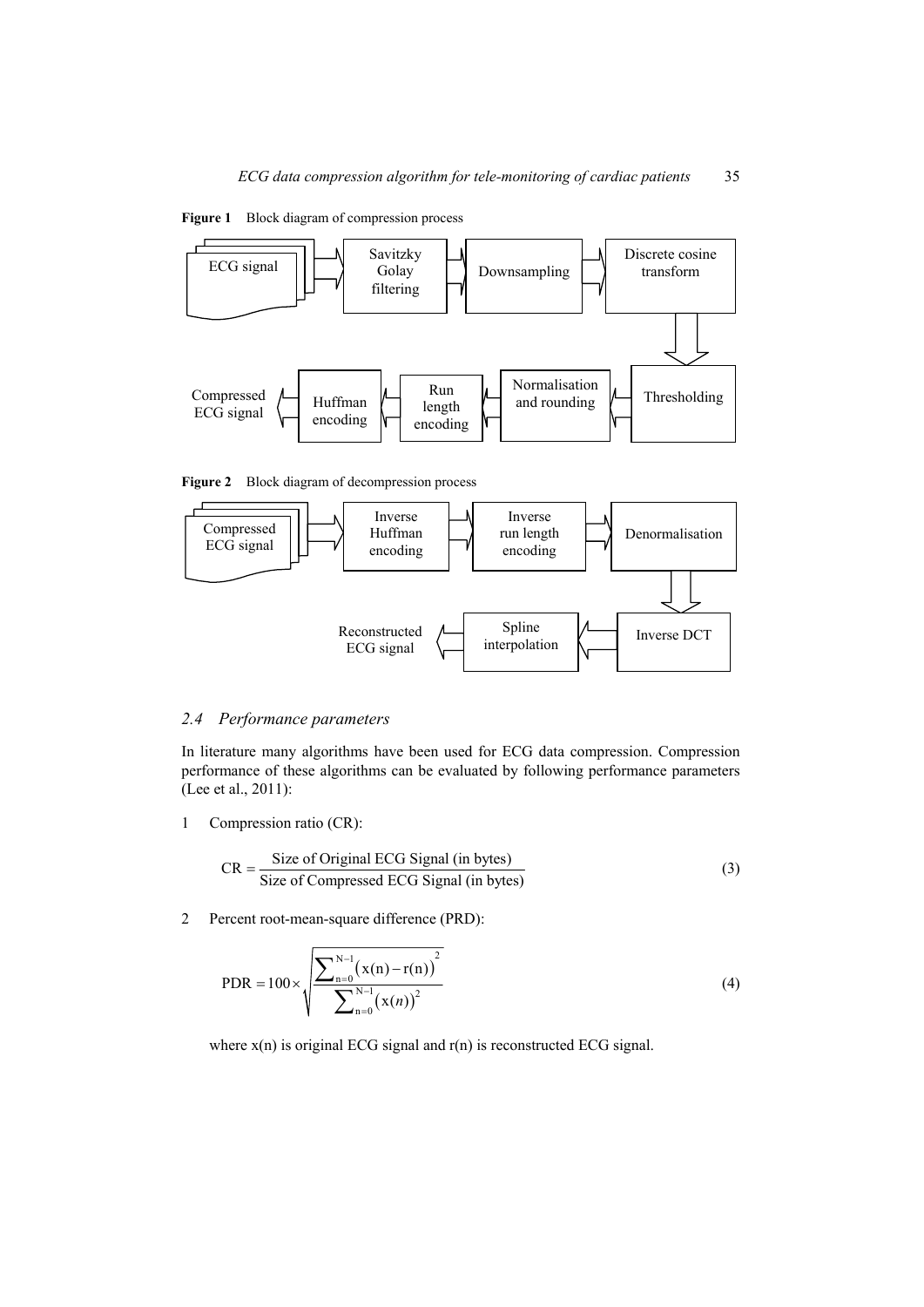**Figure 1** Block diagram of compression process

**Figure 2** Block diagram of decompression process

### 2.4 Performance parameters

In literature many algorithms have been used for ECG data compression. Compression performance of these algorithms can be evaluated by following performance parameters (Lee et al., 2011):

1. Compression ratio (CR):

$$\mathrm{CR} = \frac{\text{Size of Original ECG Signal (in bytes)}}{\text{Size of Compressed ECG Signal (in bytes)}} \tag{3}$$

2. Percent root-mean-square difference (PRD):

$$\mathrm{PDR} = 100 \times \sqrt{\frac{\sum_{n=0}^{N-1}\left(x(n) - r(n)\right)^2}{\sum_{n=0}^{N-1}\left(x(n)\right)^2}} \tag{4}$$

where x(n) is original ECG signal and r(n) is reconstructed ECG signal.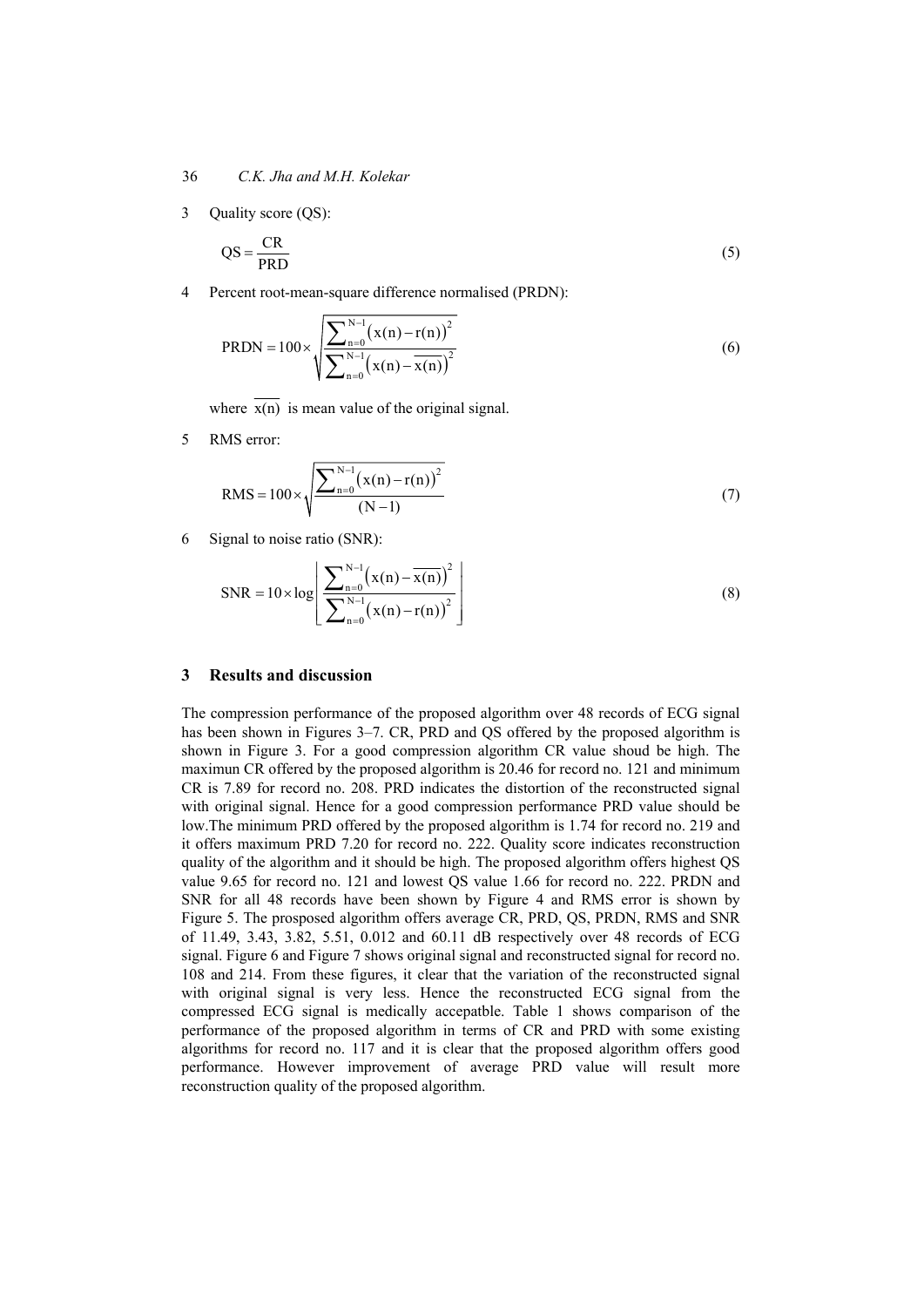3 Quality score (QS):

$$\text{QS} = \frac{\text{CR}}{\text{PRD}} \tag{5}$$

4 Percent root-mean-square difference normalised (PRDN):

$$\text{PRDN} = 100 \times \sqrt{\frac{\sum_{n=0}^{N-1}\left(x(n) - r(n)\right)^2}{\sum_{n=0}^{N-1}\left(x(n) - \overline{x(n)}\right)^2}} \tag{6}$$

where $\overline{x(n)}$ is mean value of the original signal.

5 RMS error:

$$\text{RMS} = 100 \times \sqrt{\frac{\sum_{n=0}^{N-1}\left(x(n) - r(n)\right)^2}{(N-1)}} \tag{7}$$

6 Signal to noise ratio (SNR):

$$\text{SNR} = 10 \times \log\left[\frac{\sum_{n=0}^{N-1}\left(x(n) - \overline{x(n)}\right)^2}{\sum_{n=0}^{N-1}\left(x(n) - r(n)\right)^2}\right] \tag{8}$$

## 3 Results and discussion

The compression performance of the proposed algorithm over 48 records of ECG signal has been shown in Figures 3–7. CR, PRD and QS offered by the proposed algorithm is shown in Figure 3. For a good compression algorithm CR value shoud be high. The maximun CR offered by the proposed algorithm is 20.46 for record no. 121 and minimum CR is 7.89 for record no. 208. PRD indicates the distortion of the reconstructed signal with original signal. Hence for a good compression performance PRD value should be low.The minimum PRD offered by the proposed algorithm is 1.74 for record no. 219 and it offers maximum PRD 7.20 for record no. 222. Quality score indicates reconstruction quality of the algorithm and it should be high. The proposed algorithm offers highest QS value 9.65 for record no. 121 and lowest QS value 1.66 for record no. 222. PRDN and SNR for all 48 records have been shown by Figure 4 and RMS error is shown by Figure 5. The prosposed algorithm offers average CR, PRD, QS, PRDN, RMS and SNR of 11.49, 3.43, 3.82, 5.51, 0.012 and 60.11 dB respectively over 48 records of ECG signal. Figure 6 and Figure 7 shows original signal and reconstructed signal for record no. 108 and 214. From these figures, it clear that the variation of the reconstructed signal with original signal is very less. Hence the reconstructed ECG signal from the compressed ECG signal is medically accepatble. Table 1 shows comparison of the performance of the proposed algorithm in terms of CR and PRD with some existing algorithms for record no. 117 and it is clear that the proposed algorithm offers good performance. However improvement of average PRD value will result more reconstruction quality of the proposed algorithm.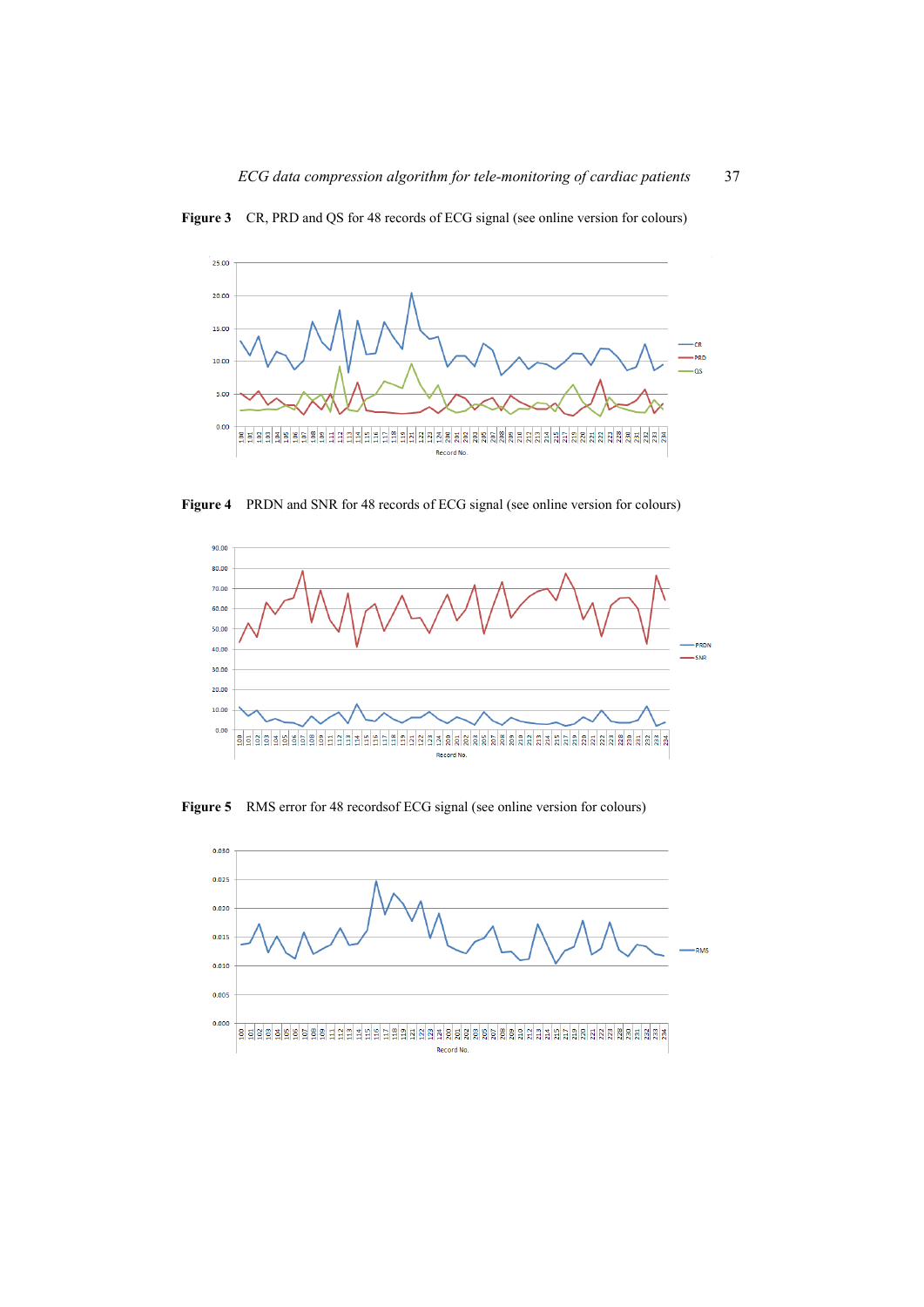**Figure 3** CR, PRD and QS for 48 records of ECG signal (see online version for colours)

**Figure 4** PRDN and SNR for 48 records of ECG signal (see online version for colours)

**Figure 5** RMS error for 48 recordsof ECG signal (see online version for colours)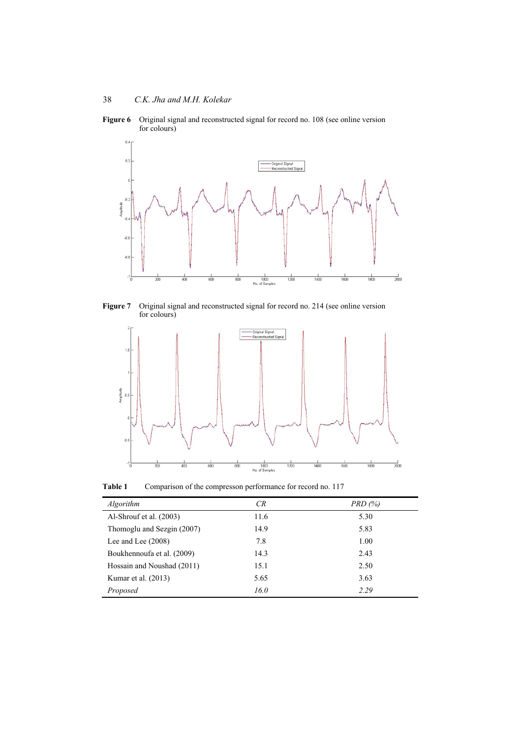**Figure 6** Original signal and reconstructed signal for record no. 108 (see online version for colours)

**Figure 7** Original signal and reconstructed signal for record no. 214 (see online version for colours)

**Table 1** Comparison of the compresson performance for record no. 117

| *Algorithm* | *CR* | *PRD (%)* |
|---|---|---|
| Al-Shrouf et al. (2003) | 11.6 | 5.30 |
| Thomoglu and Sezgin (2007) | 14.9 | 5.83 |
| Lee and Lee (2008) | 7.8 | 1.00 |
| Boukhennoufa et al. (2009) | 14.3 | 2.43 |
| Hossain and Noushad (2011) | 15.1 | 2.50 |
| Kumar et al. (2013) | 5.65 | 3.63 |
| *Proposed* | *16.0* | *2.29* |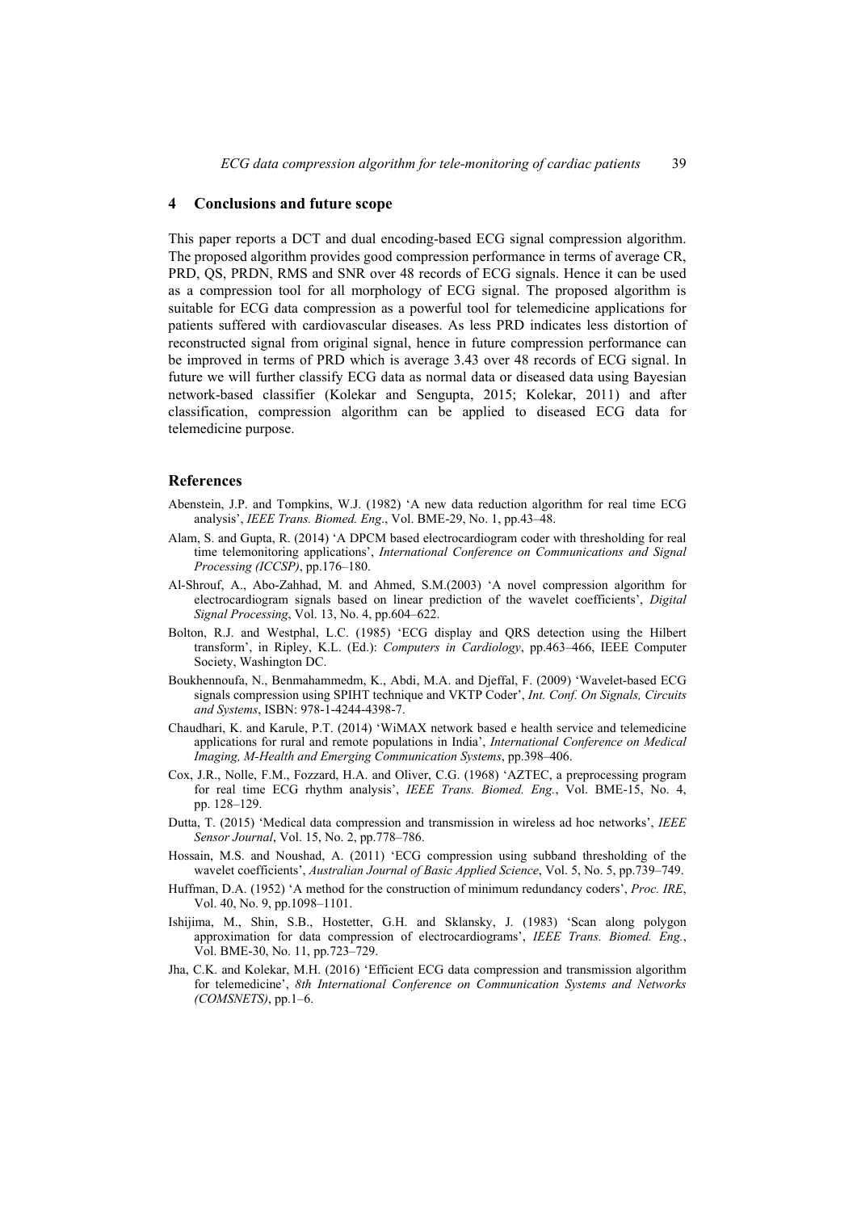## 4 Conclusions and future scope

This paper reports a DCT and dual encoding-based ECG signal compression algorithm. The proposed algorithm provides good compression performance in terms of average CR, PRD, QS, PRDN, RMS and SNR over 48 records of ECG signals. Hence it can be used as a compression tool for all morphology of ECG signal. The proposed algorithm is suitable for ECG data compression as a powerful tool for telemedicine applications for patients suffered with cardiovascular diseases. As less PRD indicates less distortion of reconstructed signal from original signal, hence in future compression performance can be improved in terms of PRD which is average 3.43 over 48 records of ECG signal. In future we will further classify ECG data as normal data or diseased data using Bayesian network-based classifier (Kolekar and Sengupta, 2015; Kolekar, 2011) and after classification, compression algorithm can be applied to diseased ECG data for telemedicine purpose.

## References

Abenstein, J.P. and Tompkins, W.J. (1982) 'A new data reduction algorithm for real time ECG analysis', *IEEE Trans. Biomed. Eng*., Vol. BME-29, No. 1, pp.43–48.

Alam, S. and Gupta, R. (2014) 'A DPCM based electrocardiogram coder with thresholding for real time telemonitoring applications', *International Conference on Communications and Signal Processing (ICCSP)*, pp.176–180.

Al-Shrouf, A., Abo-Zahhad, M. and Ahmed, S.M.(2003) 'A novel compression algorithm for electrocardiogram signals based on linear prediction of the wavelet coefficients', *Digital Signal Processing*, Vol. 13, No. 4, pp.604–622.

Bolton, R.J. and Westphal, L.C. (1985) 'ECG display and QRS detection using the Hilbert transform', in Ripley, K.L. (Ed.): *Computers in Cardiology*, pp.463–466, IEEE Computer Society, Washington DC.

Boukhennoufa, N., Benmahammedm, K., Abdi, M.A. and Djeffal, F. (2009) 'Wavelet-based ECG signals compression using SPIHT technique and VKTP Coder', *Int. Conf. On Signals, Circuits and Systems*, ISBN: 978-1-4244-4398-7.

Chaudhari, K. and Karule, P.T. (2014) 'WiMAX network based e health service and telemedicine applications for rural and remote populations in India', *International Conference on Medical Imaging, M-Health and Emerging Communication Systems*, pp.398–406.

Cox, J.R., Nolle, F.M., Fozzard, H.A. and Oliver, C.G. (1968) 'AZTEC, a preprocessing program for real time ECG rhythm analysis', *IEEE Trans. Biomed. Eng.*, Vol. BME-15, No. 4, pp. 128–129.

Dutta, T. (2015) 'Medical data compression and transmission in wireless ad hoc networks', *IEEE Sensor Journal*, Vol. 15, No. 2, pp.778–786.

Hossain, M.S. and Noushad, A. (2011) 'ECG compression using subband thresholding of the wavelet coefficients', *Australian Journal of Basic Applied Science*, Vol. 5, No. 5, pp.739–749.

Huffman, D.A. (1952) 'A method for the construction of minimum redundancy coders', *Proc. IRE*, Vol. 40, No. 9, pp.1098–1101.

Ishijima, M., Shin, S.B., Hostetter, G.H. and Sklansky, J. (1983) 'Scan along polygon approximation for data compression of electrocardiograms', *IEEE Trans. Biomed. Eng.*, Vol. BME-30, No. 11, pp.723–729.

Jha, C.K. and Kolekar, M.H. (2016) 'Efficient ECG data compression and transmission algorithm for telemedicine', *8th International Conference on Communication Systems and Networks (COMSNETS)*, pp.1–6.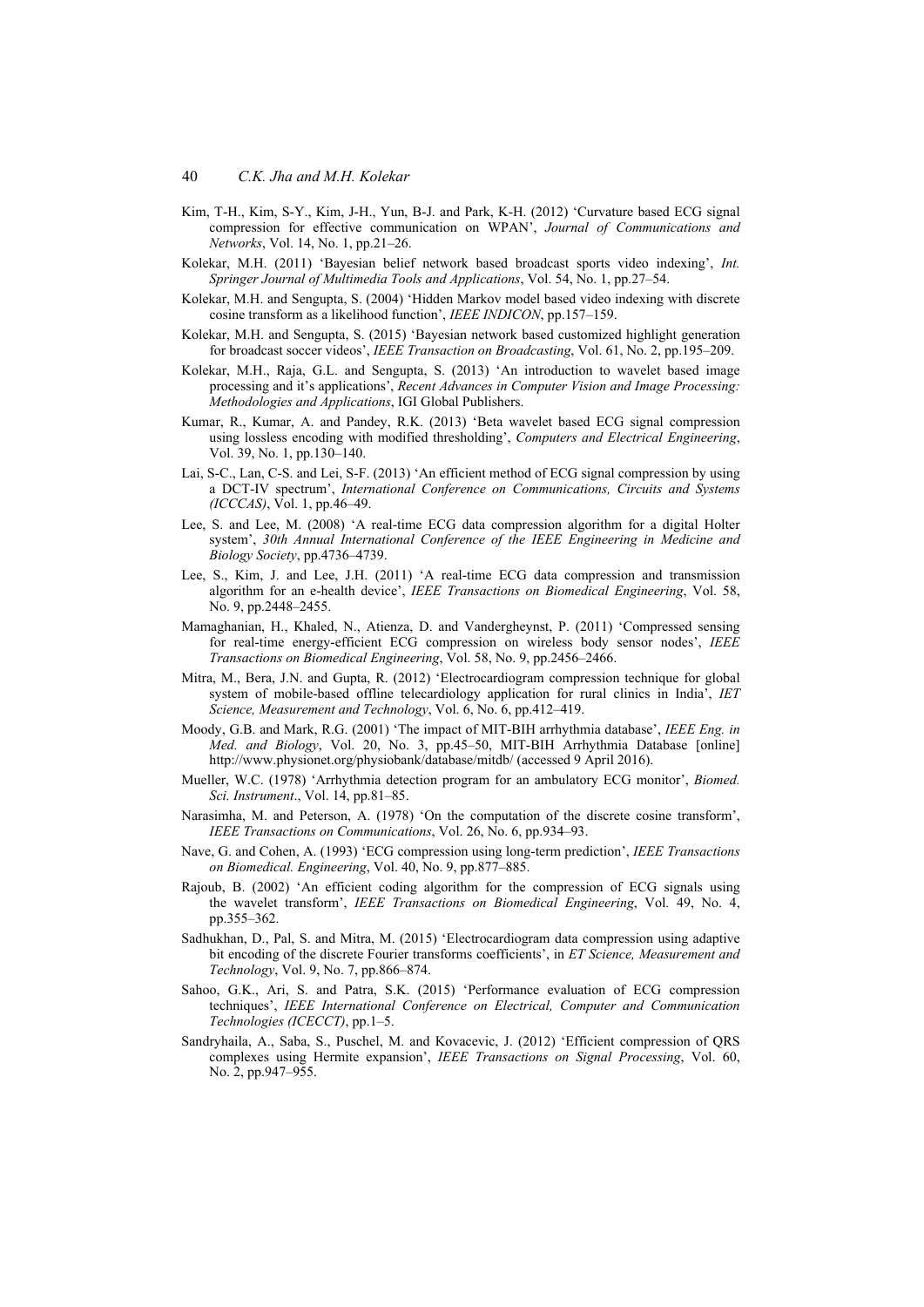Kim, T-H., Kim, S-Y., Kim, J-H., Yun, B-J. and Park, K-H. (2012) 'Curvature based ECG signal compression for effective communication on WPAN', *Journal of Communications and Networks*, Vol. 14, No. 1, pp.21–26.

Kolekar, M.H. (2011) 'Bayesian belief network based broadcast sports video indexing', *Int. Springer Journal of Multimedia Tools and Applications*, Vol. 54, No. 1, pp.27–54.

Kolekar, M.H. and Sengupta, S. (2004) 'Hidden Markov model based video indexing with discrete cosine transform as a likelihood function', *IEEE INDICON*, pp.157–159.

Kolekar, M.H. and Sengupta, S. (2015) 'Bayesian network based customized highlight generation for broadcast soccer videos', *IEEE Transaction on Broadcasting*, Vol. 61, No. 2, pp.195–209.

Kolekar, M.H., Raja, G.L. and Sengupta, S. (2013) 'An introduction to wavelet based image processing and it's applications', *Recent Advances in Computer Vision and Image Processing: Methodologies and Applications*, IGI Global Publishers.

Kumar, R., Kumar, A. and Pandey, R.K. (2013) 'Beta wavelet based ECG signal compression using lossless encoding with modified thresholding', *Computers and Electrical Engineering*, Vol. 39, No. 1, pp.130–140.

Lai, S-C., Lan, C-S. and Lei, S-F. (2013) 'An efficient method of ECG signal compression by using a DCT-IV spectrum', *International Conference on Communications, Circuits and Systems (ICCCAS)*, Vol. 1, pp.46–49.

Lee, S. and Lee, M. (2008) 'A real-time ECG data compression algorithm for a digital Holter system', *30th Annual International Conference of the IEEE Engineering in Medicine and Biology Society*, pp.4736–4739.

Lee, S., Kim, J. and Lee, J.H. (2011) 'A real-time ECG data compression and transmission algorithm for an e-health device', *IEEE Transactions on Biomedical Engineering*, Vol. 58, No. 9, pp.2448–2455.

Mamaghanian, H., Khaled, N., Atienza, D. and Vandergheynst, P. (2011) 'Compressed sensing for real-time energy-efficient ECG compression on wireless body sensor nodes', *IEEE Transactions on Biomedical Engineering*, Vol. 58, No. 9, pp.2456–2466.

Mitra, M., Bera, J.N. and Gupta, R. (2012) 'Electrocardiogram compression technique for global system of mobile-based offline telecardiology application for rural clinics in India', *IET Science, Measurement and Technology*, Vol. 6, No. 6, pp.412–419.

Moody, G.B. and Mark, R.G. (2001) 'The impact of MIT-BIH arrhythmia database', *IEEE Eng. in Med. and Biology*, Vol. 20, No. 3, pp.45–50, MIT-BIH Arrhythmia Database [online] http://www.physionet.org/physiobank/database/mitdb/ (accessed 9 April 2016).

Mueller, W.C. (1978) 'Arrhythmia detection program for an ambulatory ECG monitor', *Biomed. Sci. Instrument*., Vol. 14, pp.81–85.

Narasimha, M. and Peterson, A. (1978) 'On the computation of the discrete cosine transform', *IEEE Transactions on Communications*, Vol. 26, No. 6, pp.934–93.

Nave, G. and Cohen, A. (1993) 'ECG compression using long-term prediction', *IEEE Transactions on Biomedical. Engineering*, Vol. 40, No. 9, pp.877–885.

Rajoub, B. (2002) 'An efficient coding algorithm for the compression of ECG signals using the wavelet transform', *IEEE Transactions on Biomedical Engineering*, Vol. 49, No. 4, pp.355–362.

Sadhukhan, D., Pal, S. and Mitra, M. (2015) 'Electrocardiogram data compression using adaptive bit encoding of the discrete Fourier transforms coefficients', in *ET Science, Measurement and Technology*, Vol. 9, No. 7, pp.866–874.

Sahoo, G.K., Ari, S. and Patra, S.K. (2015) 'Performance evaluation of ECG compression techniques', *IEEE International Conference on Electrical, Computer and Communication Technologies (ICECCT)*, pp.1–5.

Sandryhaila, A., Saba, S., Puschel, M. and Kovacevic, J. (2012) 'Efficient compression of QRS complexes using Hermite expansion', *IEEE Transactions on Signal Processing*, Vol. 60, No. 2, pp.947–955.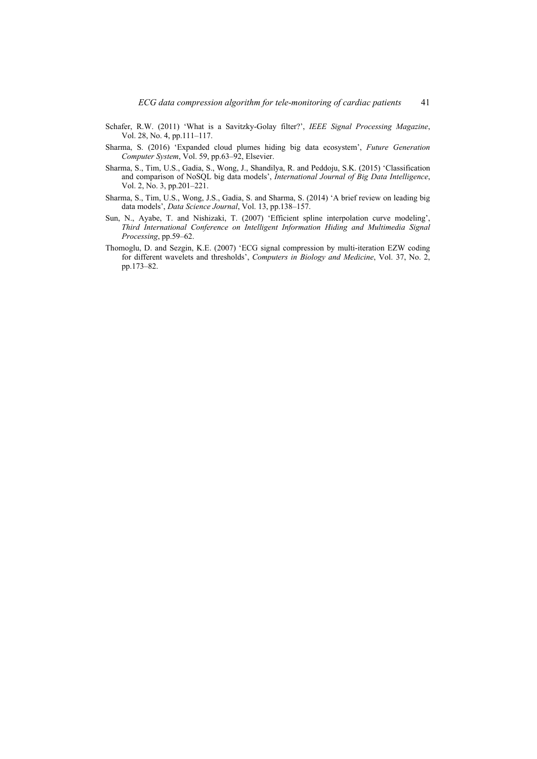Schafer, R.W. (2011) 'What is a Savitzky-Golay filter?', *IEEE Signal Processing Magazine*, Vol. 28, No. 4, pp.111–117.

Sharma, S. (2016) 'Expanded cloud plumes hiding big data ecosystem', *Future Generation Computer System*, Vol. 59, pp.63–92, Elsevier.

Sharma, S., Tim, U.S., Gadia, S., Wong, J., Shandilya, R. and Peddoju, S.K. (2015) 'Classification and comparison of NoSQL big data models', *International Journal of Big Data Intelligence*, Vol. 2, No. 3, pp.201–221.

Sharma, S., Tim, U.S., Wong, J.S., Gadia, S. and Sharma, S. (2014) 'A brief review on leading big data models', *Data Science Journal*, Vol. 13, pp.138–157.

Sun, N., Ayabe, T. and Nishizaki, T. (2007) 'Efficient spline interpolation curve modeling', *Third International Conference on Intelligent Information Hiding and Multimedia Signal Processing*, pp.59–62.

Thomoglu, D. and Sezgin, K.E. (2007) 'ECG signal compression by multi-iteration EZW coding for different wavelets and thresholds', *Computers in Biology and Medicine*, Vol. 37, No. 2, pp.173–82.